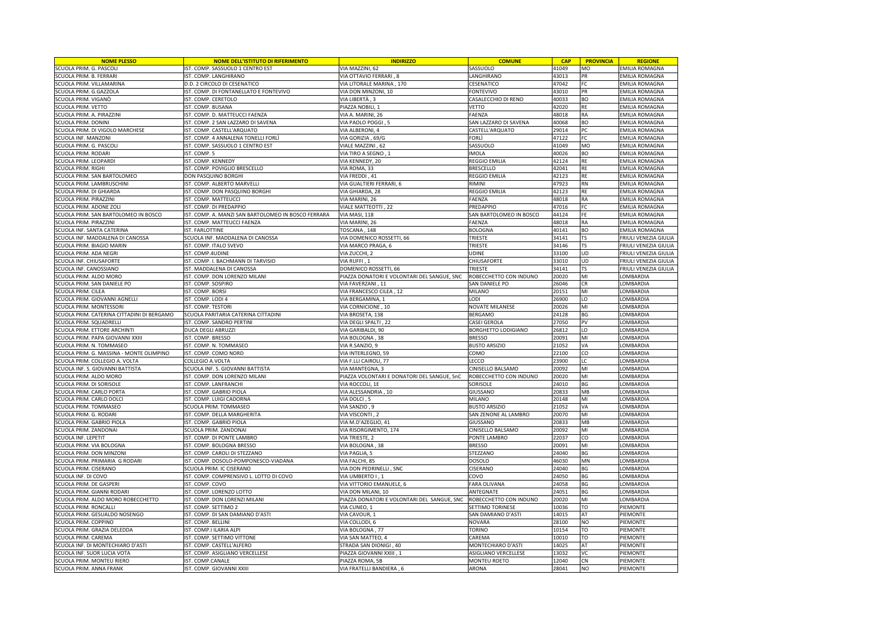| NOME PLESSO | NOME DELL'ISTITUTO DI RIFERIMENTO | INDIRIZZO | COMUNE | CAP | PROVINCIA | REGIONE |
|---|---|---|---|---|---|---|
| SCUOLA PRIM. G. PASCOLI | IST. COMP. SASSUOLO 1 CENTRO EST | VIA MAZZINI, 62 | SASSUOLO | 41049 | MO | EMILIA ROMAGNA |
| SCUOLA PRIM. B. FERRARI | IST. COMP. LANGHIRANO | VIA OTTAVIO FERRARI , 8 | LANGHIRANO | 43013 | PR | EMILIA ROMAGNA |
| SCUOLA PRIM. VILLAMARINA | D.D. 2 CIRCOLO DI CESENATICO | VIA LITORALE MARINA , 170 | CESENATICO | 47042 | FC | EMILIA ROMAGNA |
| SCUOLA PRIM. G.GAZZOLA | IST. COMP. DI FONTANELLATO E FONTEVIVO | VIA DON MINZONI, 10 | FONTEVIVO | 43010 | PR | EMILIA ROMAGNA |
| SCUOLA PRIM. VIGANÒ | IST. COMP. CERETOLO | VIA LIBERTÀ , 3 | CASALECCHIO DI RENO | 40033 | BO | EMILIA ROMAGNA |
| SCUOLA PRIM. VETTO | IST. COMP. BUSANA | PIAZZA NOBILI, 1 | VETTO | 42020 | RE | EMILIA ROMAGNA |
| SCUOLA PRIM. A. PIRAZZINI | IST. COMP. D. MATTEUCCI FAENZA | VIA A. MARINI, 26 | FAENZA | 48018 | RA | EMILIA ROMAGNA |
| SCUOLA PRIM. DONINI | IST. COMP. 2 SAN LAZZARO DI SAVENA | VIA PAOLO POGGI , 5 | SAN LAZZARO DI SAVENA | 40068 | BO | EMILIA ROMAGNA |
| SCUOLA PRIM. DI VIGOLO MARCHESE | IST. COMP. CASTELL'ARQUATO | VIA ALBERONI, 4 | CASTELL'ARQUATO | 29014 | PC | EMILIA ROMAGNA |
| SCUOLA INF. MANZONI | IST. COMP. 4 ANNALENA TONELLI FORLÌ | VIA GORIZIA , 69/G | FORLÌ | 47122 | FC | EMILIA ROMAGNA |
| SCUOLA PRIM. G. PASCOLI | IST. COMP. SASSUOLO 1 CENTRO EST | VIALE MAZZINI , 62 | SASSUOLO | 41049 | MO | EMILIA ROMAGNA |
| SCUOLA PRIM. RODARI | IST. COMP. 5 | VIA TIRO A SEGNO , 1 | IMOLA | 40026 | BO | EMILIA ROMAGNA |
| SCUOLA PRIM. LEOPARDI | IST. COMP. KENNEDY | VIA KENNEDY, 20 | REGGIO EMILIA | 42124 | RE | EMILIA ROMAGNA |
| SCUOLA PRIM. RIGHI | IST. COMP. POVIGLIO BRESCELLO | VIA ROMA, 33 | BRESCELLO | 42041 | RE | EMILIA ROMAGNA |
| SCUOLA PRIM. SAN BARTOLOMEO | DON PASQUINO BORGHI | VIA FREDDI , 41 | REGGIO EMILIA | 42123 | RE | EMILIA ROMAGNA |
| SCUOLA PRIM. LAMBRUSCHINI | IST. COMP. ALBERTO MARVELLI | VIA GUALTIERI FERRARI, 6 | RIMINI | 47923 | RN | EMILIA ROMAGNA |
| SCUOLA PRIM. DI GHIARDA | IST. COMP. DON PASQUINO BORGHI | VIA GHIARDA, 28 | REGGIO EMILIA | 42123 | RE | EMILIA ROMAGNA |
| SCUOLA PRIM. PIRAZZINI | IST. COMP. MATTEUCCI | VIA MARINI, 26 | FAENZA | 48018 | RA | EMILIA ROMAGNA |
| SCUOLA PRIM. ADONE ZOLI | IST. COMP. DI PREDAPPIO | VIALE MATTEOTTI , 22 | PREDAPPIO | 47016 | FC | EMILIA ROMAGNA |
| SCUOLA PRIM. SAN BARTOLOMEO IN BOSCO | IST. COMP. A. MANZI SAN BARTOLOMEO IN BOSCO FERRARA | VIA MASI, 118 | SAN BARTOLOMEO IN BOSCO | 44124 | FE | EMILIA ROMAGNA |
| SCUOLA PRIM. PIRAZZINI | IST. COMP. MATTEUCCI FAENZA | VIA MARINI, 26 | FAENZA | 48018 | RA | EMILIA ROMAGNA |
| SCUOLA INF. SANTA CATERINA | IST. FARLOTTINE | TOSCANA , 148 | BOLOGNA | 40141 | BO | EMILIA ROMAGNA |
| SCUOLA INF. MADDALENA DI CANOSSA | SCUOLA INF. MADDALENA DI CANOSSA | VIA DOMENICO ROSSETTI, 66 | TRIESTE | 34141 | TS | FRIULI VENEZIA GIULIA |
| SCUOLA PRIM. BIAGIO MARIN | IST. COMP. ITALO SVEVO | VIA MARCO PRAGA, 6 | TRIESTE | 34146 | TS | FRIULI VENEZIA GIULIA |
| SCUOLA PRIM. ADA NEGRI | IST. COMP.4UDINE | VIA ZUCCHI, 2 | UDINE | 33100 | UD | FRIULI VENEZIA GIULIA |
| SCUOLA INF. CHIUSAFORTE | IST. COMP. I. BACHMANN DI TARVISIO | VIA RUFFI , 1 | CHIUSAFORTE | 33010 | UD | FRIULI VENEZIA GIULIA |
| SCUOLA INF. CANOSSIANO | IST. MADDALENA DI CANOSSA | DOMENICO ROSSETTI, 66 | TRIESTE | 34141 | TS | FRIULI VENEZIA GIULIA |
| SCUOLA PRIM. ALDO MORO | IST. COMP. DON LORENZO MILANI | PIAZZA DONATORI E VOLONTARI DEL SANGUE, SNC | ROBECCHETTO CON INDUNO | 20020 | MI | LOMBARDIA |
| SCUOLA PRIM. SAN DANIELE PO | IST. COMP. SOSPIRO | VIA FAVERZANI , 11 | SAN DANIELE PO | 26046 | CR | LOMBARDIA |
| SCUOLA PRIM. CILEA | IST. COMP. BORSI | VIA FRANCESCO CILEA , 12 | MILANO | 20151 | MI | LOMBARDIA |
| SCUOLA PRIM. GIOVANNI AGNELLI | IST. COMP. LODI 4 | VIA BERGAMINA, 1 | LODI | 26900 | LO | LOMBARDIA |
| SCUOLA PRIM. MONTESSORI | IST. COMP. TESTORI | VIA CORNICIONE , 10 | NOVATE MILANESE | 20026 | MI | LOMBARDIA |
| SCUOLA PRIM. CATERINA CITTADINI DI BERGAMO | SCUOLA PARITARIA CATERINA CITTADINI | VIA BROSETA, 138 | BERGAMO | 24128 | BG | LOMBARDIA |
| SCUOLA PRIM. SQUADRELLI | IST. COMP. SANDRO PERTINI | VIA DEGLI SPALTI , 22 | CASEI GEROLA | 27050 | PV | LOMBARDIA |
| SCUOLA PRIM. ETTORE ARCHINTI | DUCA DEGLI ABRUZZI | VIA GARIBALDI, 90 | BORGHETTO LODIGIANO | 26812 | LO | LOMBARDIA |
| SCUOLA PRIM. PAPA GIOVANNI XXIII | IST. COMP. BRESSO | VIA BOLOGNA , 38 | BRESSO | 20091 | MI | LOMBARDIA |
| SCUOLA PRIM. N. TOMMASEO | IST. COMP. N. TOMMASEO | VIA R.SANZIO, 9 | BUSTO ARSIZIO | 21052 | VA | LOMBARDIA |
| SCUOLA PRIM. G. MASSINA - MONTE OLIMPINO | IST. COMP. COMO NORD | VIA INTERLEGNO, 59 | COMO | 22100 | CO | LOMBARDIA |
| SCUOLA PRIM. COLLEGIO A. VOLTA | COLLEGIO A.VOLTA | VIA F.LLI CAIROLI, 77 | LECCO | 23900 | LC | LOMBARDIA |
| SCUOLA INF. S. GIOVANNI BATTISTA | SCUOLA INF. S. GIOVANNI BATTISTA | VIA MANTEGNA, 3 | CINISELLO BALSAMO | 20092 | MI | LOMBARDIA |
| SCUOLA PRIM. ALDO MORO | IST. COMP. DON LORENZO MILANI | PIAZZA VOLONTARI E DONATORI DEL SANGUE, SnC | ROBECCHETTO CON INDUNO | 20020 | MI | LOMBARDIA |
| SCUOLA PRIM. DI SORISOLE | IST. COMP. LANFRANCHI | VIA ROCCOLI, 1E | SORISOLE | 24010 | BG | LOMBARDIA |
| SCUOLA PRIM. CARLO PORTA | IST. COMP. GABRIO PIOLA | VIA ALESSANDRIA , 10 | GIUSSANO | 20833 | MB | LOMBARDIA |
| SCUOLA PRIM. CARLO DOLCI | IST. COMP. LUIGI CADORNA | VIA DOLCI , 5 | MILANO | 20148 | MI | LOMBARDIA |
| SCUOLA PRIM. TOMMASEO | SCUOLA PRIM. TOMMASEO | VIA SANZIO , 9 | BUSTO ARSIZIO | 21052 | VA | LOMBARDIA |
| SCUOLA PRIM. G. RODARI | IST. COMP. DELLA MARGHERITA | VIA VISCONTI , 2 | SAN ZENONE AL LAMBRO | 20070 | MI | LOMBARDIA |
| SCUOLA PRIM. GABRIO PIOLA | IST. COMP. GABRIO PIOLA | VIA M.D'AZEGLIO, 41 | GIUSSANO | 20833 | MB | LOMBARDIA |
| SCUOLA PRIM. ZANDONAI | SCUOLA PRIM. ZANDONAI | VIA RISORGIMENTO, 174 | CINISELLO BALSAMO | 20092 | MI | LOMBARDIA |
| SCUOLA INF. LEPETIT | IST. COMP. DI PONTE LAMBRO | VIA TRIESTE, 2 | PONTE LAMBRO | 22037 | CO | LOMBARDIA |
| SCUOLA PRIM. VIA BOLOGNA | IST. COMP. BOLOGNA BRESSO | VIA BOLOGNA , 38 | BRESSO | 20091 | MI | LOMBARDIA |
| SCUOLA PRIM. DON MINZONI | IST. COMP. CAROLI DI STEZZANO | VIA PAGLIA, 5 | STEZZANO | 24040 | BG | LOMBARDIA |
| SCUOLA PRIM. PRIMARIA G RODARI | IST. COMP. DOSOLO-POMPONESCO-VIADANA | VIA FALCHI, 85 | DOSOLO | 46030 | MN | LOMBARDIA |
| SCUOLA PRIM. CISERANO | SCUOLA PRIM. IC CISERANO | VIA DON PEDRINELLI , SNC | CISERANO | 24040 | BG | LOMBARDIA |
| SCUOLA INF. DI COVO | IST. COMP. COMPRENSIVO L. LOTTO DI COVO | VIA UMBERTO I , 1 | COVO | 24050 | BG | LOMBARDIA |
| SCUOLA PRIM. DE GASPERI | IST. COMP. COVO | VIA VITTORIO EMANUELE, 6 | FARA OLIVANA | 24058 | BG | LOMBARDIA |
| SCUOLA PRIM. GIANNI RODARI | IST. COMP. LORENZO LOTTO | VIA DON MILANI, 10 | ANTEGNATE | 24051 | BG | LOMBARDIA |
| SCUOLA PRIM. ALDO MORO ROBECCHETTO | IST. COMP. DON LORENZI MILANI | PIAZZA DONATORI E VOLONTARI DEL SANGUE, SNC | ROBECCHETTO CON INDUNO | 20020 | MI | LOMBARDIA |
| SCUOLA PRIM. RONCALLI | IST. COMP. SETTIMO 2 | VIA CUNEO, 1 | SETTIMO TORINESE | 10036 | TO | PIEMONTE |
| SCUOLA PRIM. GESUALDO NOSENGO | IST. COMP. DI SAN DAMIANO D'ASTI | VIA CAVOUR, 1 | SAN DAMIANO D'ASTI | 14015 | AT | PIEMONTE |
| SCUOLA PRIM. COPPINO | IST. COMP. BELLINI | VIA COLLODI, 6 | NOVARA | 28100 | NO | PIEMONTE |
| SCUOLA PRIM. GRAZIA DELEDDA | IST. COMP.I ILARIA ALPI | VIA BOLOGNA , 77 | TORINO | 10154 | TO | PIEMONTE |
| SCUOLA PRIM. CAREMA | IST. COMP. SETTIMO VITTONE | VIA SAN MATTEO, 4 | CAREMA | 10010 | TO | PIEMONTE |
| SCUOLA INF. DI MONTECHIARO D'ASTI | IST. COMP. CASTELL'ALFERO | STRADA SAN DIONIGI , 40 | MONTECHIARO D'ASTI | 14025 | AT | PIEMONTE |
| SCUOLA INF. SUOR LUCIA VOTA | IST. COMP. ASIGLIANO VERCELLESE | PIAZZA GIOVANNI XXIII , 1 | ASIGLIANO VERCELLESE | 13032 | VC | PIEMONTE |
| SCUOLA PRIM. MONTEU RIERO | IST. COMP.CANALE | PIAZZA ROMA, 5B | MONTEU ROETO | 12040 | CN | PIEMONTE |
| SCUOLA PRIM. ANNA FRANK | IST. COMP. GIOVANNI XXIII | VIA FRATELLI BANDIERA , 6 | ARONA | 28041 | NO | PIEMONTE |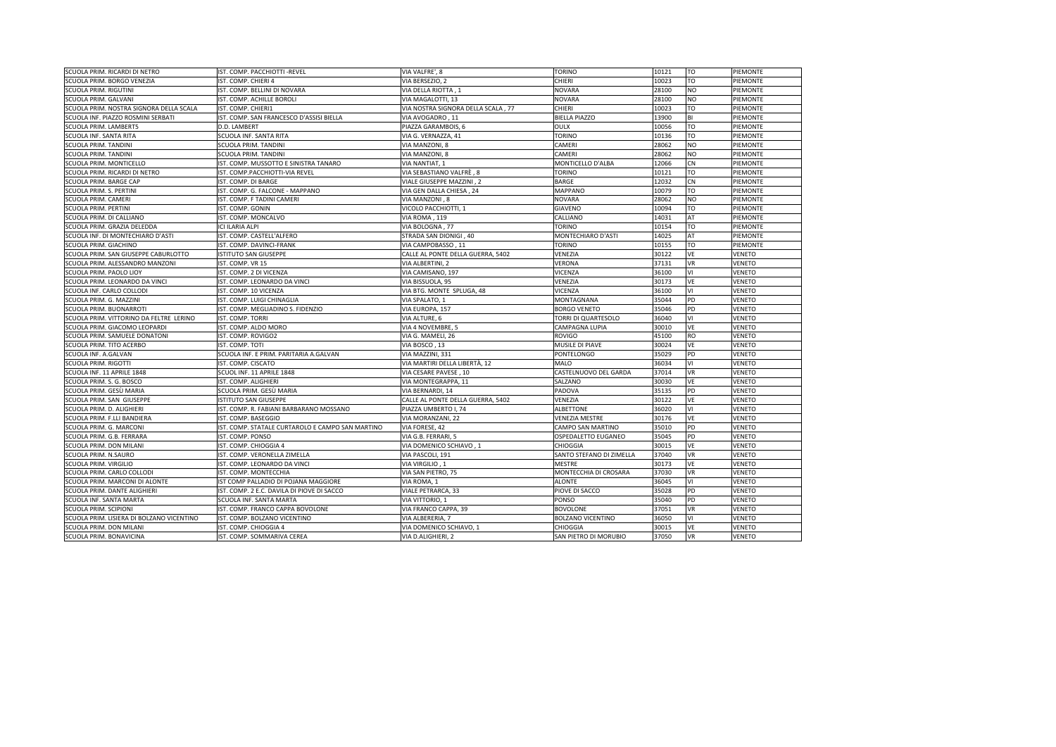| | | | | | | |
|---|---|---|---|---|---|---|
| SCUOLA PRIM. RICARDI DI NETRO | IST. COMP. PACCHIOTTI -REVEL | VIA VALFRE', 8 | TORINO | 10121 | TO | PIEMONTE |
| SCUOLA PRIM. BORGO VENEZIA | IST. COMP. CHIERI 4 | VIA BERSEZIO, 2 | CHIERI | 10023 | TO | PIEMONTE |
| SCUOLA PRIM. RIGUTINI | IST. COMP. BELLINI DI NOVARA | VIA DELLA RIOTTA , 1 | NOVARA | 28100 | NO | PIEMONTE |
| SCUOLA PRIM. GALVANI | IST. COMP. ACHILLE BOROLI | VIA MAGALOTTI, 13 | NOVARA | 28100 | NO | PIEMONTE |
| SCUOLA PRIM. NOSTRA SIGNORA DELLA SCALA | IST. COMP. CHIERI1 | VIA NOSTRA SIGNORA DELLA SCALA , 77 | CHIERI | 10023 | TO | PIEMONTE |
| SCUOLA INF. PIAZZO ROSMINI SERBATI | IST. COMP. SAN FRANCESCO D'ASSISI BIELLA | VIA AVOGADRO , 11 | BIELLA PIAZZO | 13900 | BI | PIEMONTE |
| SCUOLA PRIM. LAMBERTS | D.D. LAMBERT | PIAZZA GARAMBOIS, 6 | OULX | 10056 | TO | PIEMONTE |
| SCUOLA INF. SANTA RITA | SCUOLA INF. SANTA RITA | VIA G. VERNAZZA, 41 | TORINO | 10136 | TO | PIEMONTE |
| SCUOLA PRIM. TANDINI | SCUOLA PRIM. TANDINI | VIA MANZONI, 8 | CAMERI | 28062 | NO | PIEMONTE |
| SCUOLA PRIM. TANDINI | SCUOLA PRIM. TANDINI | VIA MANZONI, 8 | CAMERI | 28062 | NO | PIEMONTE |
| SCUOLA PRIM. MONTICELLO | IST. COMP. MUSSOTTO E SINISTRA TANARO | VIA NANTIAT, 1 | MONTICELLO D'ALBA | 12066 | CN | PIEMONTE |
| SCUOLA PRIM. RICARDI DI NETRO | IST. COMP.PACCHIOTTI-VIA REVEL | VIA SEBASTIANO VALFRÈ , 8 | TORINO | 10121 | TO | PIEMONTE |
| SCUOLA PRIM. BARGE CAP | IST. COMP. DI BARGE | VIALE GIUSEPPE MAZZINI , 2 | BARGE | 12032 | CN | PIEMONTE |
| SCUOLA PRIM. S. PERTINI | IST. COMP. G. FALCONE - MAPPANO | VIA GEN DALLA CHIESA , 24 | MAPPANO | 10079 | TO | PIEMONTE |
| SCUOLA PRIM. CAMERI | IST. COMP. F TADINI CAMERI | VIA MANZONI , 8 | NOVARA | 28062 | NO | PIEMONTE |
| SCUOLA PRIM. PERTINI | IST. COMP. GONIN | VICOLO PACCHIOTTI, 1 | GIAVENO | 10094 | TO | PIEMONTE |
| SCUOLA PRIM. DI CALLIANO | IST. COMP. MONCALVO | VIA ROMA , 119 | CALLIANO | 14031 | AT | PIEMONTE |
| SCUOLA PRIM. GRAZIA DELEDDA | ICI ILARIA ALPI | VIA BOLOGNA , 77 | TORINO | 10154 | TO | PIEMONTE |
| SCUOLA INF. DI MONTECHIARO D'ASTI | IST. COMP. CASTELL'ALFERO | STRADA SAN DIONIGI , 40 | MONTECHIARO D'ASTI | 14025 | AT | PIEMONTE |
| SCUOLA PRIM. GIACHINO | IST. COMP. DAVINCI-FRANK | VIA CAMPOBASSO , 11 | TORINO | 10155 | TO | PIEMONTE |
| SCUOLA PRIM. SAN GIUSEPPE CABURLOTTO | ISTITUTO SAN GIUSEPPE | CALLE AL PONTE DELLA GUERRA, 5402 | VENEZIA | 30122 | VE | VENETO |
| SCUOLA PRIM. ALESSANDRO MANZONI | IST. COMP. VR 15 | VIA ALBERTINI, 2 | VERONA | 37131 | VR | VENETO |
| SCUOLA PRIM. PAOLO LIOY | IST. COMP. 2 DI VICENZA | VIA CAMISANO, 197 | VICENZA | 36100 | VI | VENETO |
| SCUOLA PRIM. LEONARDO DA VINCI | IST. COMP. LEONARDO DA VINCI | VIA BISSUOLA, 95 | VENEZIA | 30173 | VE | VENETO |
| SCUOLA INF. CARLO COLLODI | IST. COMP. 10 VICENZA | VIA BTG. MONTE SPLUGA, 48 | VICENZA | 36100 | VI | VENETO |
| SCUOLA PRIM. G. MAZZINI | IST. COMP. LUIGI CHINAGLIA | VIA SPALATO, 1 | MONTAGNANA | 35044 | PD | VENETO |
| SCUOLA PRIM. BUONARROTI | IST. COMP. MEGLIADINO S. FIDENZIO | VIA EUROPA, 157 | BORGO VENETO | 35046 | PD | VENETO |
| SCUOLA PRIM. VITTORINO DA FELTRE LERINO | IST. COMP. TORRI | VIA ALTURE, 6 | TORRI DI QUARTESOLO | 36040 | VI | VENETO |
| SCUOLA PRIM. GIACOMO LEOPARDI | IST. COMP. ALDO MORO | VIA 4 NOVEMBRE, 5 | CAMPAGNA LUPIA | 30010 | VE | VENETO |
| SCUOLA PRIM. SAMUELE DONATONI | IST. COMP. ROVIGO2 | VIA G. MAMELI, 26 | ROVIGO | 45100 | RO | VENETO |
| SCUOLA PRIM. TITO ACERBO | IST. COMP. TOTI | VIA BOSCO , 13 | MUSILE DI PIAVE | 30024 | VE | VENETO |
| SCUOLA INF. A.GALVAN | SCUOLA INF. E PRIM. PARITARIA A.GALVAN | VIA MAZZINI, 331 | PONTELONGO | 35029 | PD | VENETO |
| SCUOLA PRIM. RIGOTTI | IST. COMP. CISCATO | VIA MARTIRI DELLA LIBERTÀ, 12 | MALO | 36034 | VI | VENETO |
| SCUOLA INF. 11 APRILE 1848 | SCUOL INF. 11 APRILE 1848 | VIA CESARE PAVESE , 10 | CASTELNUOVO DEL GARDA | 37014 | VR | VENETO |
| SCUOLA PRIM. S. G. BOSCO | IST. COMP. ALIGHIERI | VIA MONTEGRAPPA, 11 | SALZANO | 30030 | VE | VENETO |
| SCUOLA PRIM. GESÙ MARIA | SCUOLA PRIM. GESÙ MARIA | VIA BERNARDI, 14 | PADOVA | 35135 | PD | VENETO |
| SCUOLA PRIM. SAN GIUSEPPE | ISTITUTO SAN GIUSEPPE | CALLE AL PONTE DELLA GUERRA, 5402 | VENEZIA | 30122 | VE | VENETO |
| SCUOLA PRIM. D. ALIGHIERI | IST. COMP. R. FABIANI BARBARANO MOSSANO | PIAZZA UMBERTO I, 74 | ALBETTONE | 36020 | VI | VENETO |
| SCUOLA PRIM. F.LLI BANDIERA | IST. COMP. BASEGGIO | VIA MORANZANI, 22 | VENEZIA MESTRE | 30176 | VE | VENETO |
| SCUOLA PRIM. G. MARCONI | IST. COMP. STATALE CURTAROLO E CAMPO SAN MARTINO | VIA FORESE, 42 | CAMPO SAN MARTINO | 35010 | PD | VENETO |
| SCUOLA PRIM. G.B. FERRARA | IST. COMP. PONSO | VIA G.B. FERRARI, 5 | OSPEDALETTO EUGANEO | 35045 | PD | VENETO |
| SCUOLA PRIM. DON MILANI | IST. COMP. CHIOGGIA 4 | VIA DOMENICO SCHIAVO , 1 | CHIOGGIA | 30015 | VE | VENETO |
| SCUOLA PRIM. N.SAURO | IST. COMP. VERONELLA ZIMELLA | VIA PASCOLI, 191 | SANTO STEFANO DI ZIMELLA | 37040 | VR | VENETO |
| SCUOLA PRIM. VIRGILIO | IST. COMP. LEONARDO DA VINCI | VIA VIRGILIO , 1 | MESTRE | 30173 | VE | VENETO |
| SCUOLA PRIM. CARLO COLLODI | IST. COMP. MONTECCHIA | VIA SAN PIETRO, 75 | MONTECCHIA DI CROSARA | 37030 | VR | VENETO |
| SCUOLA PRIM. MARCONI DI ALONTE | IST COMP PALLADIO DI POJANA MAGGIORE | VIA ROMA, 1 | ALONTE | 36045 | VI | VENETO |
| SCUOLA PRIM. DANTE ALIGHIERI | IST. COMP. 2 E.C. DAVILA DI PIOVE DI SACCO | VIALE PETRARCA, 33 | PIOVE DI SACCO | 35028 | PD | VENETO |
| SCUOLA INF. SANTA MARTA | SCUOLA INF. SANTA MARTA | VIA VITTORIO, 1 | PONSO | 35040 | PD | VENETO |
| SCUOLA PRIM. SCIPIONI | IST. COMP. FRANCO CAPPA BOVOLONE | VIA FRANCO CAPPA, 39 | BOVOLONE | 37051 | VR | VENETO |
| SCUOLA PRIM. LISIERA DI BOLZANO VICENTINO | IST. COMP. BOLZANO VICENTINO | VIA ALBERERIA, 7 | BOLZANO VICENTINO | 36050 | VI | VENETO |
| SCUOLA PRIM. DON MILANI | IST. COMP. CHIOGGIA 4 | VIA DOMENICO SCHIAVO, 1 | CHIOGGIA | 30015 | VE | VENETO |
| SCUOLA PRIM. BONAVICINA | IST. COMP. SOMMARIVA CEREA | VIA D.ALIGHIERI, 2 | SAN PIETRO DI MORUBIO | 37050 | VR | VENETO |